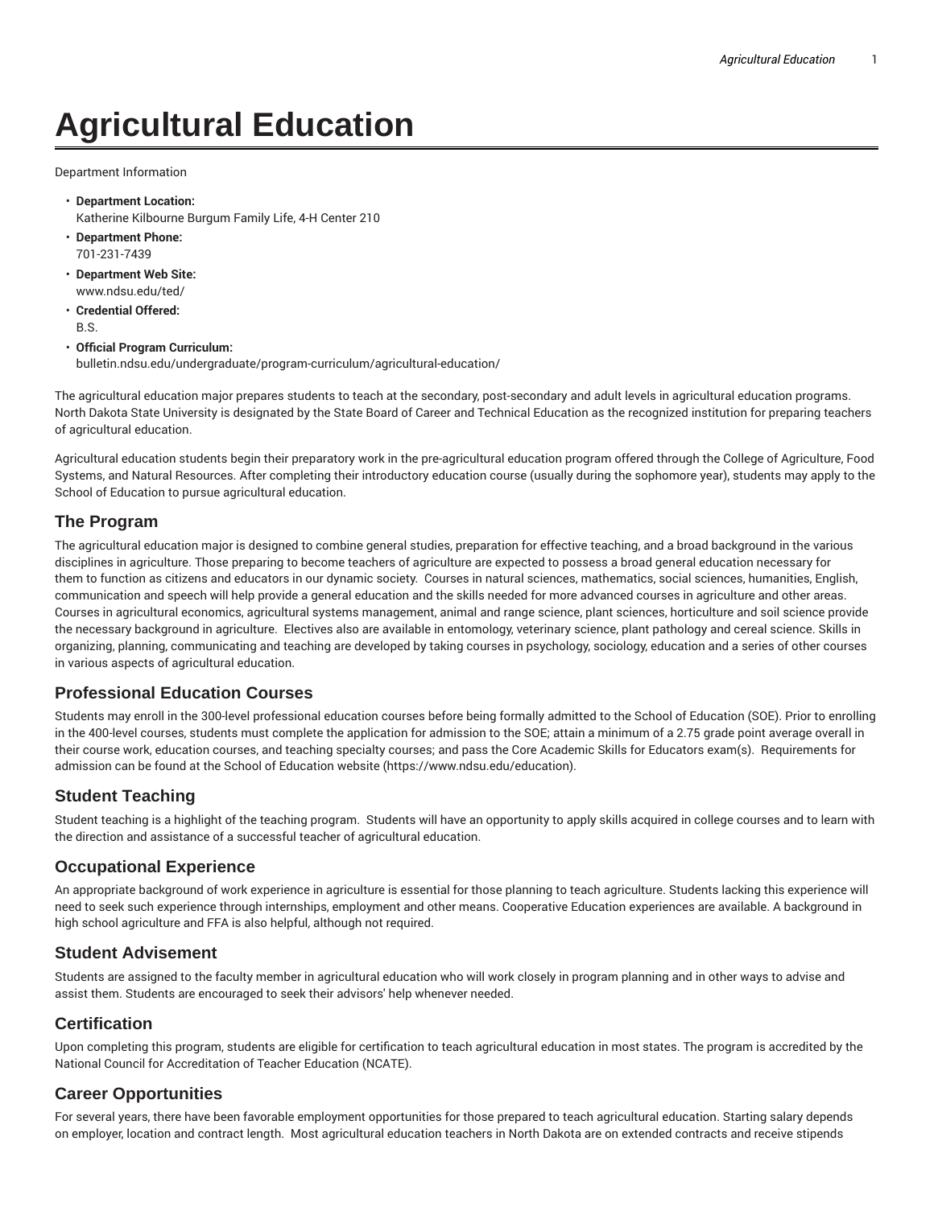# Agricultural Education

Department Information

- **Department Location:**
  Katherine Kilbourne Burgum Family Life, 4-H Center 210
- **Department Phone:**
  701-231-7439
- **Department Web Site:**
  www.ndsu.edu/ted/
- **Credential Offered:**
  B.S.
- **Official Program Curriculum:**
  bulletin.ndsu.edu/undergraduate/program-curriculum/agricultural-education/

The agricultural education major prepares students to teach at the secondary, post-secondary and adult levels in agricultural education programs. North Dakota State University is designated by the State Board of Career and Technical Education as the recognized institution for preparing teachers of agricultural education.

Agricultural education students begin their preparatory work in the pre-agricultural education program offered through the College of Agriculture, Food Systems, and Natural Resources. After completing their introductory education course (usually during the sophomore year), students may apply to the School of Education to pursue agricultural education.

## The Program

The agricultural education major is designed to combine general studies, preparation for effective teaching, and a broad background in the various disciplines in agriculture. Those preparing to become teachers of agriculture are expected to possess a broad general education necessary for them to function as citizens and educators in our dynamic society. Courses in natural sciences, mathematics, social sciences, humanities, English, communication and speech will help provide a general education and the skills needed for more advanced courses in agriculture and other areas. Courses in agricultural economics, agricultural systems management, animal and range science, plant sciences, horticulture and soil science provide the necessary background in agriculture. Electives also are available in entomology, veterinary science, plant pathology and cereal science. Skills in organizing, planning, communicating and teaching are developed by taking courses in psychology, sociology, education and a series of other courses in various aspects of agricultural education.

## Professional Education Courses

Students may enroll in the 300-level professional education courses before being formally admitted to the School of Education (SOE). Prior to enrolling in the 400-level courses, students must complete the application for admission to the SOE; attain a minimum of a 2.75 grade point average overall in their course work, education courses, and teaching specialty courses; and pass the Core Academic Skills for Educators exam(s). Requirements for admission can be found at the School of Education website (https://www.ndsu.edu/education).

## Student Teaching

Student teaching is a highlight of the teaching program. Students will have an opportunity to apply skills acquired in college courses and to learn with the direction and assistance of a successful teacher of agricultural education.

## Occupational Experience

An appropriate background of work experience in agriculture is essential for those planning to teach agriculture. Students lacking this experience will need to seek such experience through internships, employment and other means. Cooperative Education experiences are available. A background in high school agriculture and FFA is also helpful, although not required.

## Student Advisement

Students are assigned to the faculty member in agricultural education who will work closely in program planning and in other ways to advise and assist them. Students are encouraged to seek their advisors' help whenever needed.

## Certification

Upon completing this program, students are eligible for certification to teach agricultural education in most states. The program is accredited by the National Council for Accreditation of Teacher Education (NCATE).

## Career Opportunities

For several years, there have been favorable employment opportunities for those prepared to teach agricultural education. Starting salary depends on employer, location and contract length. Most agricultural education teachers in North Dakota are on extended contracts and receive stipends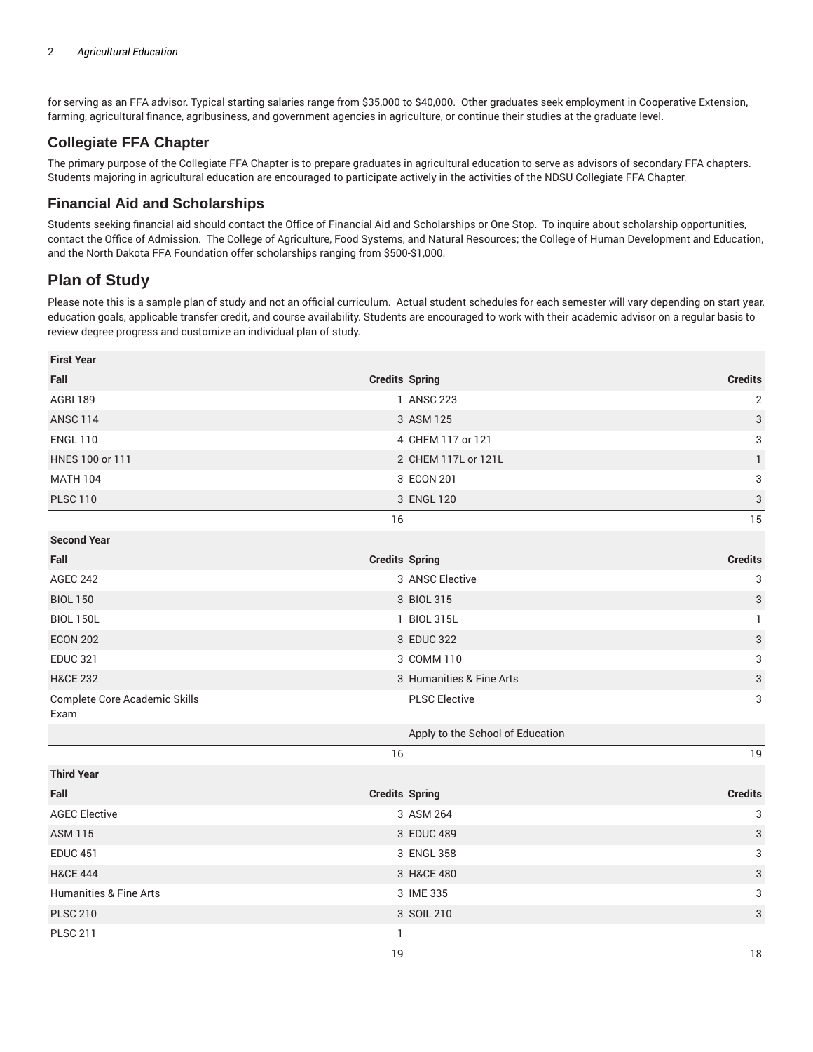for serving as an FFA advisor. Typical starting salaries range from $35,000 to $40,000. Other graduates seek employment in Cooperative Extension, farming, agricultural finance, agribusiness, and government agencies in agriculture, or continue their studies at the graduate level.

## Collegiate FFA Chapter

The primary purpose of the Collegiate FFA Chapter is to prepare graduates in agricultural education to serve as advisors of secondary FFA chapters. Students majoring in agricultural education are encouraged to participate actively in the activities of the NDSU Collegiate FFA Chapter.

## Financial Aid and Scholarships

Students seeking financial aid should contact the Office of Financial Aid and Scholarships or One Stop. To inquire about scholarship opportunities, contact the Office of Admission. The College of Agriculture, Food Systems, and Natural Resources; the College of Human Development and Education, and the North Dakota FFA Foundation offer scholarships ranging from $500-$1,000.

## Plan of Study

Please note this is a sample plan of study and not an official curriculum. Actual student schedules for each semester will vary depending on start year, education goals, applicable transfer credit, and course availability. Students are encouraged to work with their academic advisor on a regular basis to review degree progress and customize an individual plan of study.

| First Year | | | |
|---|---|---|---|
| **Fall** | **Credits** | **Spring** | **Credits** |
| AGRI 189 | 1 | ANSC 223 | 2 |
| ANSC 114 | 3 | ASM 125 | 3 |
| ENGL 110 | 4 | CHEM 117 or 121 | 3 |
| HNES 100 or 111 | 2 | CHEM 117L or 121L | 1 |
| MATH 104 | 3 | ECON 201 | 3 |
| PLSC 110 | 3 | ENGL 120 | 3 |
| | 16 | | 15 |
| **Second Year** | | | |
| **Fall** | **Credits** | **Spring** | **Credits** |
| AGEC 242 | 3 | ANSC Elective | 3 |
| BIOL 150 | 3 | BIOL 315 | 3 |
| BIOL 150L | 1 | BIOL 315L | 1 |
| ECON 202 | 3 | EDUC 322 | 3 |
| EDUC 321 | 3 | COMM 110 | 3 |
| H&CE 232 | 3 | Humanities & Fine Arts | 3 |
| Complete Core Academic Skills Exam | | PLSC Elective | 3 |
| | | Apply to the School of Education | |
| | 16 | | 19 |
| **Third Year** | | | |
| **Fall** | **Credits** | **Spring** | **Credits** |
| AGEC Elective | 3 | ASM 264 | 3 |
| ASM 115 | 3 | EDUC 489 | 3 |
| EDUC 451 | 3 | ENGL 358 | 3 |
| H&CE 444 | 3 | H&CE 480 | 3 |
| Humanities & Fine Arts | 3 | IME 335 | 3 |
| PLSC 210 | 3 | SOIL 210 | 3 |
| PLSC 211 | 1 | | |
| | 19 | | 18 |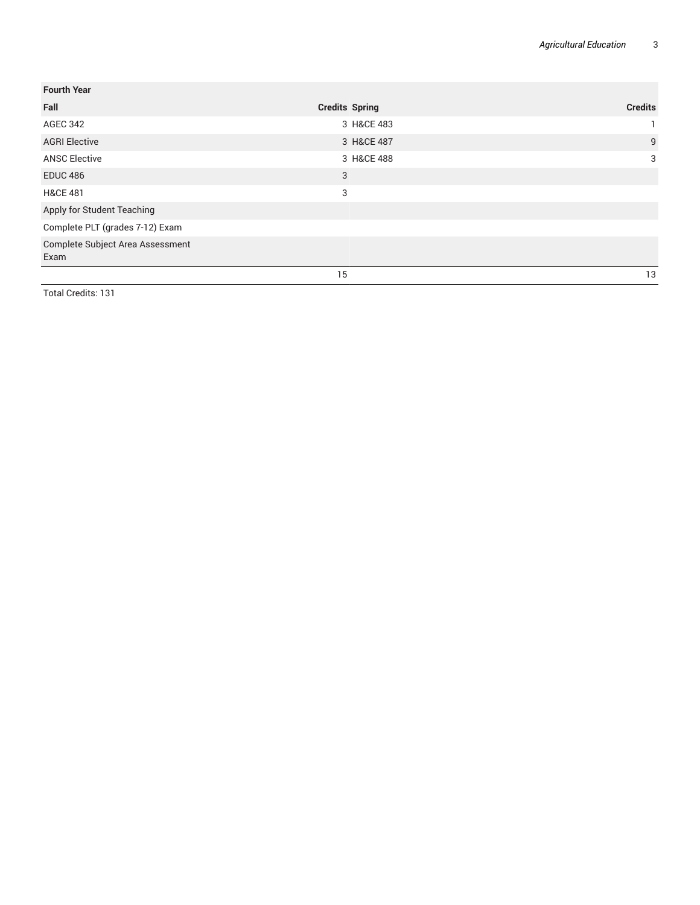| Fourth Year | | | |
|---|---|---|---|
| **Fall** | **Credits** | **Spring** | **Credits** |
| AGEC 342 | 3 | H&CE 483 | 1 |
| AGRI Elective | 3 | H&CE 487 | 9 |
| ANSC Elective | 3 | H&CE 488 | 3 |
| EDUC 486 | 3 | | |
| H&CE 481 | 3 | | |
| Apply for Student Teaching | | | |
| Complete PLT (grades 7-12) Exam | | | |
| Complete Subject Area Assessment Exam | | | |
| | 15 | | 13 |

Total Credits: 131